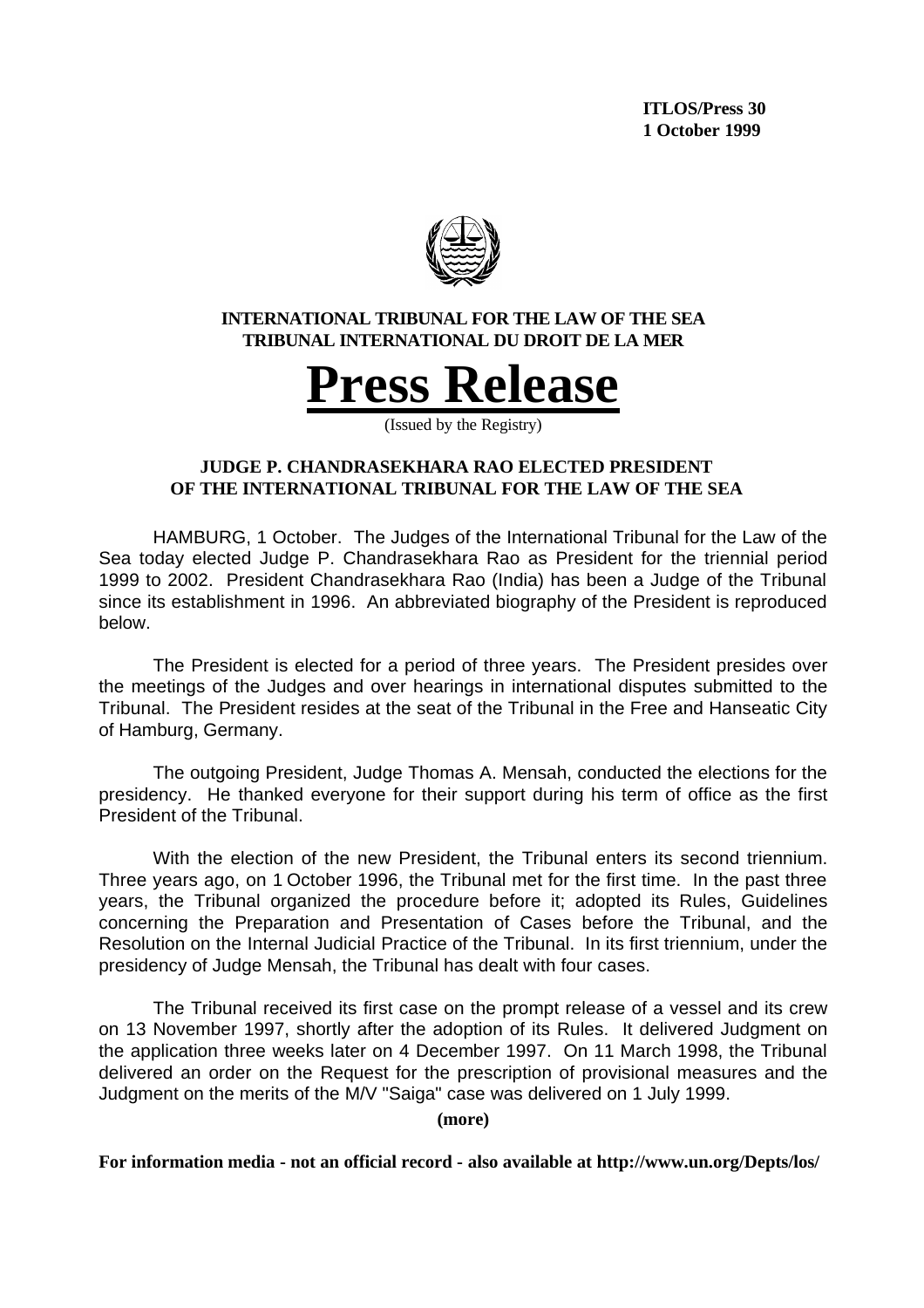**ITLOS/Press 30**
**1 October 1999**

**INTERNATIONAL TRIBUNAL FOR THE LAW OF THE SEA**
**TRIBUNAL INTERNATIONAL DU DROIT DE LA MER**

# Press Release

(Issued by the Registry)

## JUDGE P. CHANDRASEKHARA RAO ELECTED PRESIDENT OF THE INTERNATIONAL TRIBUNAL FOR THE LAW OF THE SEA

HAMBURG, 1 October. The Judges of the International Tribunal for the Law of the Sea today elected Judge P. Chandrasekhara Rao as President for the triennial period 1999 to 2002. President Chandrasekhara Rao (India) has been a Judge of the Tribunal since its establishment in 1996. An abbreviated biography of the President is reproduced below.

The President is elected for a period of three years. The President presides over the meetings of the Judges and over hearings in international disputes submitted to the Tribunal. The President resides at the seat of the Tribunal in the Free and Hanseatic City of Hamburg, Germany.

The outgoing President, Judge Thomas A. Mensah, conducted the elections for the presidency. He thanked everyone for their support during his term of office as the first President of the Tribunal.

With the election of the new President, the Tribunal enters its second triennium. Three years ago, on 1 October 1996, the Tribunal met for the first time. In the past three years, the Tribunal organized the procedure before it; adopted its Rules, Guidelines concerning the Preparation and Presentation of Cases before the Tribunal, and the Resolution on the Internal Judicial Practice of the Tribunal. In its first triennium, under the presidency of Judge Mensah, the Tribunal has dealt with four cases.

The Tribunal received its first case on the prompt release of a vessel and its crew on 13 November 1997, shortly after the adoption of its Rules. It delivered Judgment on the application three weeks later on 4 December 1997. On 11 March 1998, the Tribunal delivered an order on the Request for the prescription of provisional measures and the Judgment on the merits of the M/V "Saiga" case was delivered on 1 July 1999.

**(more)**

**For information media - not an official record - also available at http://www.un.org/Depts/los/**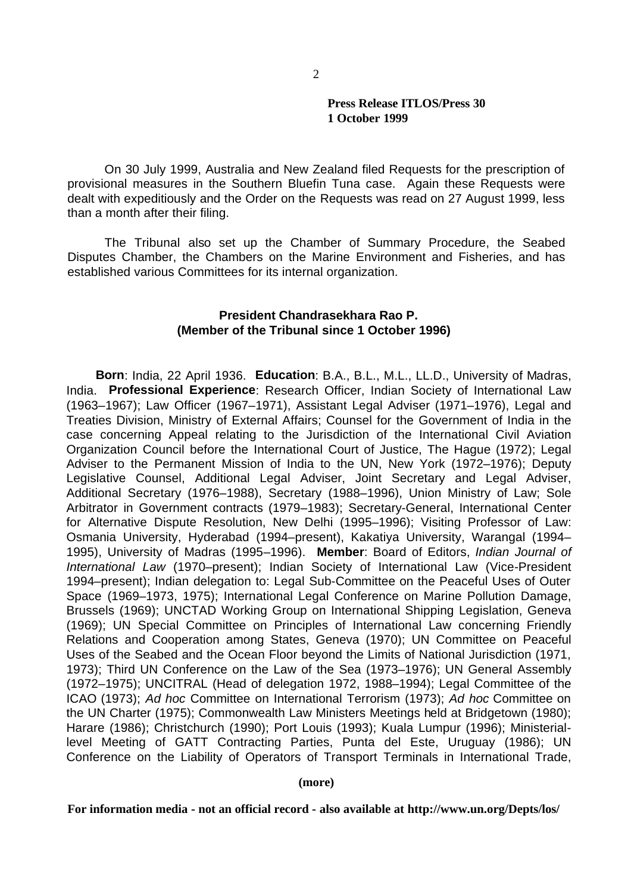**Press Release ITLOS/Press 30**
**1 October 1999**

On 30 July 1999, Australia and New Zealand filed Requests for the prescription of provisional measures in the Southern Bluefin Tuna case. Again these Requests were dealt with expeditiously and the Order on the Requests was read on 27 August 1999, less than a month after their filing.

The Tribunal also set up the Chamber of Summary Procedure, the Seabed Disputes Chamber, the Chambers on the Marine Environment and Fisheries, and has established various Committees for its internal organization.

### President Chandrasekhara Rao P.
### (Member of the Tribunal since 1 October 1996)

**Born**: India, 22 April 1936. **Education**: B.A., B.L., M.L., LL.D., University of Madras, India. **Professional Experience**: Research Officer, Indian Society of International Law (1963–1967); Law Officer (1967–1971), Assistant Legal Adviser (1971–1976), Legal and Treaties Division, Ministry of External Affairs; Counsel for the Government of India in the case concerning Appeal relating to the Jurisdiction of the International Civil Aviation Organization Council before the International Court of Justice, The Hague (1972); Legal Adviser to the Permanent Mission of India to the UN, New York (1972–1976); Deputy Legislative Counsel, Additional Legal Adviser, Joint Secretary and Legal Adviser, Additional Secretary (1976–1988), Secretary (1988–1996), Union Ministry of Law; Sole Arbitrator in Government contracts (1979–1983); Secretary-General, International Center for Alternative Dispute Resolution, New Delhi (1995–1996); Visiting Professor of Law: Osmania University, Hyderabad (1994–present), Kakatiya University, Warangal (1994–1995), University of Madras (1995–1996). **Member**: Board of Editors, *Indian Journal of International Law* (1970–present); Indian Society of International Law (Vice-President 1994–present); Indian delegation to: Legal Sub-Committee on the Peaceful Uses of Outer Space (1969–1973, 1975); International Legal Conference on Marine Pollution Damage, Brussels (1969); UNCTAD Working Group on International Shipping Legislation, Geneva (1969); UN Special Committee on Principles of International Law concerning Friendly Relations and Cooperation among States, Geneva (1970); UN Committee on Peaceful Uses of the Seabed and the Ocean Floor beyond the Limits of National Jurisdiction (1971, 1973); Third UN Conference on the Law of the Sea (1973–1976); UN General Assembly (1972–1975); UNCITRAL (Head of delegation 1972, 1988–1994); Legal Committee of the ICAO (1973); *Ad hoc* Committee on International Terrorism (1973); *Ad hoc* Committee on the UN Charter (1975); Commonwealth Law Ministers Meetings held at Bridgetown (1980); Harare (1986); Christchurch (1990); Port Louis (1993); Kuala Lumpur (1996); Ministerial-level Meeting of GATT Contracting Parties, Punta del Este, Uruguay (1986); UN Conference on the Liability of Operators of Transport Terminals in International Trade,

**(more)**

**For information media - not an official record - also available at http://www.un.org/Depts/los/**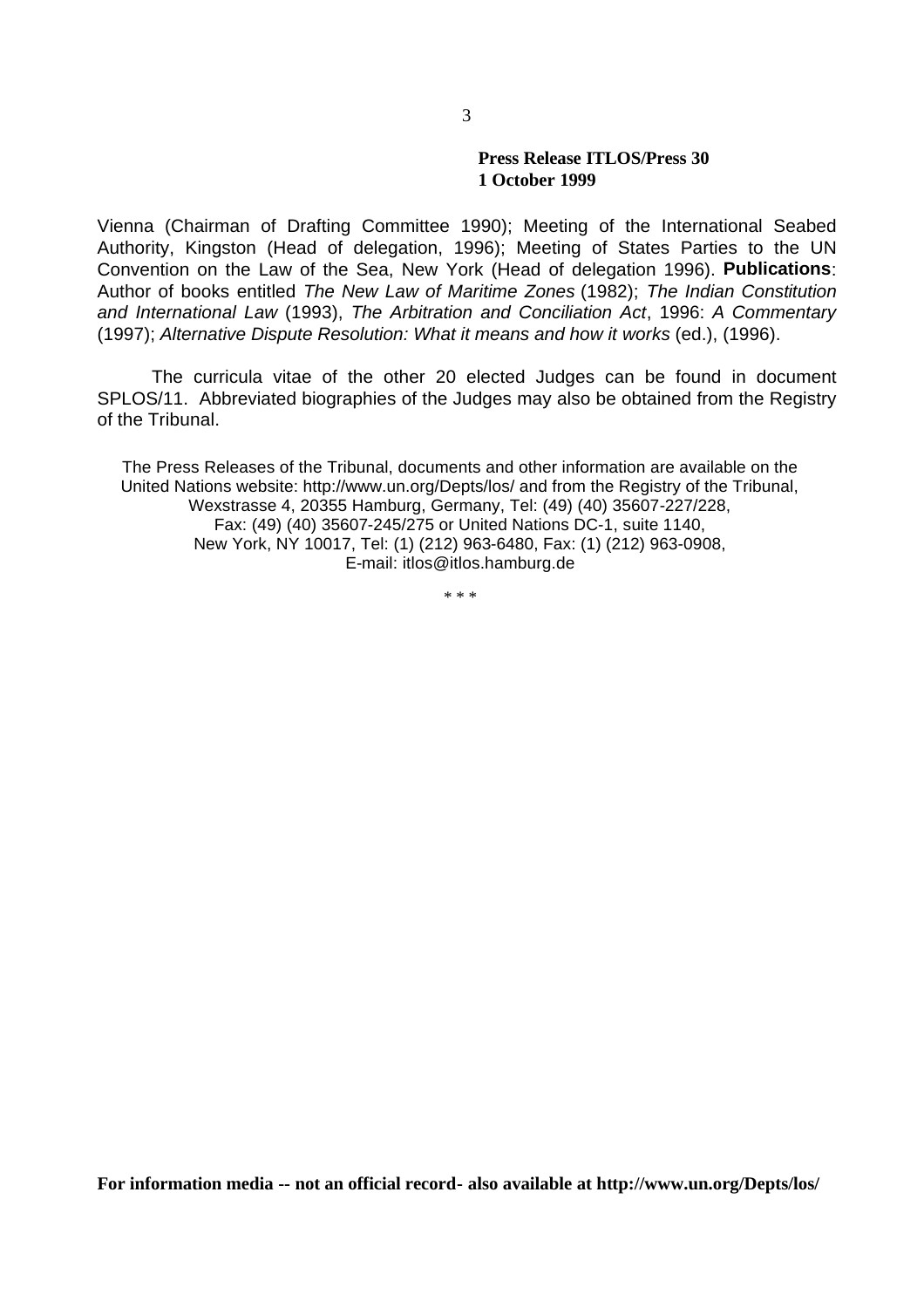Vienna (Chairman of Drafting Committee 1990); Meeting of the International Seabed Authority, Kingston (Head of delegation, 1996); Meeting of States Parties to the UN Convention on the Law of the Sea, New York (Head of delegation 1996). **Publications**: Author of books entitled *The New Law of Maritime Zones* (1982); *The Indian Constitution and International Law* (1993), *The Arbitration and Conciliation Act*, 1996: *A Commentary* (1997); *Alternative Dispute Resolution: What it means and how it works* (ed.), (1996).

The curricula vitae of the other 20 elected Judges can be found in document SPLOS/11. Abbreviated biographies of the Judges may also be obtained from the Registry of the Tribunal.

The Press Releases of the Tribunal, documents and other information are available on the United Nations website: http://www.un.org/Depts/los/ and from the Registry of the Tribunal, Wexstrasse 4, 20355 Hamburg, Germany, Tel: (49) (40) 35607-227/228, Fax: (49) (40) 35607-245/275 or United Nations DC-1, suite 1140, New York, NY 10017, Tel: (1) (212) 963-6480, Fax: (1) (212) 963-0908, E-mail: itlos@itlos.hamburg.de

* * *

**For information media -- not an official record- also available at http://www.un.org/Depts/los/**